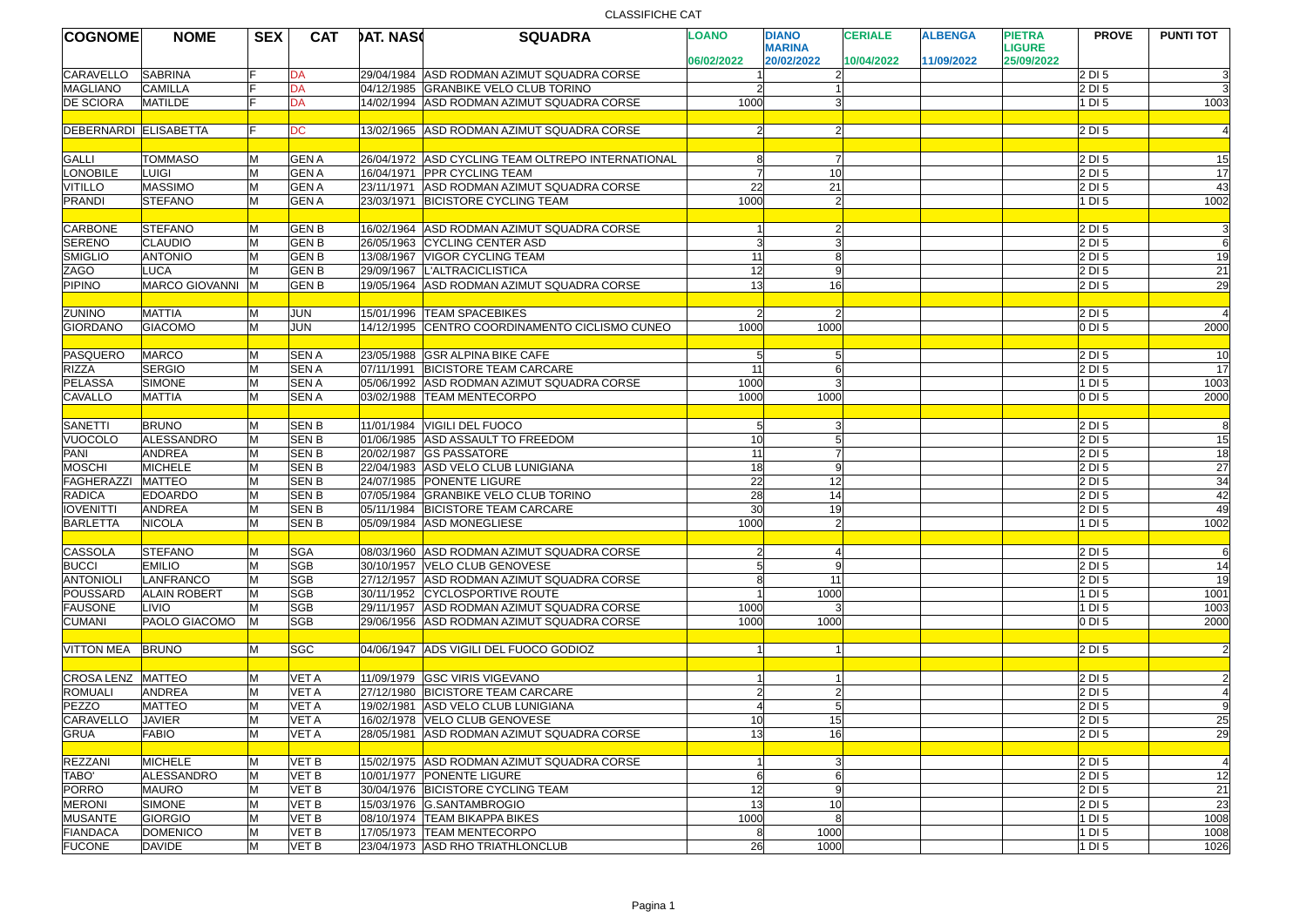# CLASSIFICHE CAT

| COGNOME | NOME | SEX | CAT | DAT. NASC | SQUADRA | LOANO 06/02/2022 | DIANO MARINA 20/02/2022 | CERIALE 10/04/2022 | ALBENGA 11/09/2022 | PIETRA LIGURE 25/09/2022 | PROVE | PUNTI TOT |
|---|---|---|---|---|---|---|---|---|---|---|---|---|
| CARAVELLO | SABRINA | F | DA | 29/04/1984 | ASD RODMAN AZIMUT SQUADRA CORSE | 1 | 2 | | | | 2 DI 5 | 3 |
| MAGLIANO | CAMILLA | F | DA | 04/12/1985 | GRANBIKE VELO CLUB TORINO | 2 | 1 | | | | 2 DI 5 | 3 |
| DE SCIORA | MATILDE | F | DA | 14/02/1994 | ASD RODMAN AZIMUT SQUADRA CORSE | 1000 | 3 | | | | 1 DI 5 | 1003 |
| | | | | | | | | | | | | |
| DEBERNARDI | ELISABETTA | F | DC | 13/02/1965 | ASD RODMAN AZIMUT SQUADRA CORSE | 2 | 2 | | | | 2 DI 5 | 4 |
| | | | | | | | | | | | | |
| GALLI | TOMMASO | M | GEN A | 26/04/1972 | ASD CYCLING TEAM OLTREPO INTERNATIONAL | 8 | 7 | | | | 2 DI 5 | 15 |
| LONOBILE | LUIGI | M | GEN A | 16/04/1971 | PPR CYCLING TEAM | 7 | 10 | | | | 2 DI 5 | 17 |
| VITILLO | MASSIMO | M | GEN A | 23/11/1971 | ASD RODMAN AZIMUT SQUADRA CORSE | 22 | 21 | | | | 2 DI 5 | 43 |
| PRANDI | STEFANO | M | GEN A | 23/03/1971 | BICISTORE CYCLING TEAM | 1000 | 2 | | | | 1 DI 5 | 1002 |
| | | | | | | | | | | | | |
| CARBONE | STEFANO | M | GEN B | 16/02/1964 | ASD RODMAN AZIMUT SQUADRA CORSE | 1 | 2 | | | | 2 DI 5 | 3 |
| SERENO | CLAUDIO | M | GEN B | 26/05/1963 | CYCLING CENTER ASD | 3 | 3 | | | | 2 DI 5 | 6 |
| SMIGLIO | ANTONIO | M | GEN B | 13/08/1967 | VIGOR CYCLING TEAM | 11 | 8 | | | | 2 DI 5 | 19 |
| ZAGO | LUCA | M | GEN B | 29/09/1967 | L'ALTRACICLISTICA | 12 | 9 | | | | 2 DI 5 | 21 |
| PIPINO | MARCO GIOVANNI | M | GEN B | 19/05/1964 | ASD RODMAN AZIMUT SQUADRA CORSE | 13 | 16 | | | | 2 DI 5 | 29 |
| | | | | | | | | | | | | |
| ZUNINO | MATTIA | M | JUN | 15/01/1996 | TEAM SPACEBIKES | 2 | 2 | | | | 2 DI 5 | 4 |
| GIORDANO | GIACOMO | M | JUN | 14/12/1995 | CENTRO COORDINAMENTO CICLISMO CUNEO | 1000 | 1000 | | | | 0 DI 5 | 2000 |
| | | | | | | | | | | | | |
| PASQUERO | MARCO | M | SEN A | 23/05/1988 | GSR ALPINA BIKE CAFE | 5 | 5 | | | | 2 DI 5 | 10 |
| RIZZA | SERGIO | M | SEN A | 07/11/1991 | BICISTORE TEAM CARCARE | 11 | 6 | | | | 2 DI 5 | 17 |
| PELASSA | SIMONE | M | SEN A | 05/06/1992 | ASD RODMAN AZIMUT SQUADRA CORSE | 1000 | 3 | | | | 1 DI 5 | 1003 |
| CAVALLO | MATTIA | M | SEN A | 03/02/1988 | TEAM MENTECORPO | 1000 | 1000 | | | | 0 DI 5 | 2000 |
| | | | | | | | | | | | | |
| SANETTI | BRUNO | M | SEN B | 11/01/1984 | VIGILI DEL FUOCO | 5 | 3 | | | | 2 DI 5 | 8 |
| VUOCOLO | ALESSANDRO | M | SEN B | 01/06/1985 | ASD ASSAULT TO FREEDOM | 10 | 5 | | | | 2 DI 5 | 15 |
| PANI | ANDREA | M | SEN B | 20/02/1987 | GS PASSATORE | 11 | 7 | | | | 2 DI 5 | 18 |
| MOSCHI | MICHELE | M | SEN B | 22/04/1983 | ASD VELO CLUB LUNIGIANA | 18 | 9 | | | | 2 DI 5 | 27 |
| FAGHERAZZI | MATTEO | M | SEN B | 24/07/1985 | PONENTE LIGURE | 22 | 12 | | | | 2 DI 5 | 34 |
| RADICA | EDOARDO | M | SEN B | 07/05/1984 | GRANBIKE VELO CLUB TORINO | 28 | 14 | | | | 2 DI 5 | 42 |
| IOVENITTI | ANDREA | M | SEN B | 05/11/1984 | BICISTORE TEAM CARCARE | 30 | 19 | | | | 2 DI 5 | 49 |
| BARLETTA | NICOLA | M | SEN B | 05/09/1984 | ASD MONEGLIESE | 1000 | 2 | | | | 1 DI 5 | 1002 |
| | | | | | | | | | | | | |
| CASSOLA | STEFANO | M | SGA | 08/03/1960 | ASD RODMAN AZIMUT SQUADRA CORSE | 2 | 4 | | | | 2 DI 5 | 6 |
| BUCCI | EMILIO | M | SGB | 30/10/1957 | VELO CLUB GENOVESE | 5 | 9 | | | | 2 DI 5 | 14 |
| ANTONIOLI | LANFRANCO | M | SGB | 27/12/1957 | ASD RODMAN AZIMUT SQUADRA CORSE | 8 | 11 | | | | 2 DI 5 | 19 |
| POUSSARD | ALAIN ROBERT | M | SGB | 30/11/1952 | CYCLOSPORTIVE ROUTE | 1 | 1000 | | | | 1 DI 5 | 1001 |
| FAUSONE | LIVIO | M | SGB | 29/11/1957 | ASD RODMAN AZIMUT SQUADRA CORSE | 1000 | 3 | | | | 1 DI 5 | 1003 |
| CUMANI | PAOLO GIACOMO | M | SGB | 29/06/1956 | ASD RODMAN AZIMUT SQUADRA CORSE | 1000 | 1000 | | | | 0 DI 5 | 2000 |
| | | | | | | | | | | | | |
| VITTON MEA | BRUNO | M | SGC | 04/06/1947 | ADS VIGILI DEL FUOCO GODIOZ | 1 | 1 | | | | 2 DI 5 | 2 |
| | | | | | | | | | | | | |
| CROSA LENZ | MATTEO | M | VET A | 11/09/1979 | GSC VIRIS VIGEVANO | 1 | 1 | | | | 2 DI 5 | 2 |
| ROMUALI | ANDREA | M | VET A | 27/12/1980 | BICISTORE TEAM CARCARE | 2 | 2 | | | | 2 DI 5 | 4 |
| PEZZO | MATTEO | M | VET A | 19/02/1981 | ASD VELO CLUB LUNIGIANA | 4 | 5 | | | | 2 DI 5 | 9 |
| CARAVELLO | JAVIER | M | VET A | 16/02/1978 | VELO CLUB GENOVESE | 10 | 15 | | | | 2 DI 5 | 25 |
| GRUA | FABIO | M | VET A | 28/05/1981 | ASD RODMAN AZIMUT SQUADRA CORSE | 13 | 16 | | | | 2 DI 5 | 29 |
| | | | | | | | | | | | | |
| REZZANI | MICHELE | M | VET B | 15/02/1975 | ASD RODMAN AZIMUT SQUADRA CORSE | 1 | 3 | | | | 2 DI 5 | 4 |
| TABO' | ALESSANDRO | M | VET B | 10/01/1977 | PONENTE LIGURE | 6 | 6 | | | | 2 DI 5 | 12 |
| PORRO | MAURO | M | VET B | 30/04/1976 | BICISTORE CYCLING TEAM | 12 | 9 | | | | 2 DI 5 | 21 |
| MERONI | SIMONE | M | VET B | 15/03/1976 | G.SANTAMBROGIO | 13 | 10 | | | | 2 DI 5 | 23 |
| MUSANTE | GIORGIO | M | VET B | 08/10/1974 | TEAM BIKAPPA BIKES | 1000 | 8 | | | | 1 DI 5 | 1008 |
| FIANDACA | DOMENICO | M | VET B | 17/05/1973 | TEAM MENTECORPO | 8 | 1000 | | | | 1 DI 5 | 1008 |
| FUCONE | DAVIDE | M | VET B | 23/04/1973 | ASD RHO TRIATHLONCLUB | 26 | 1000 | | | | 1 DI 5 | 1026 |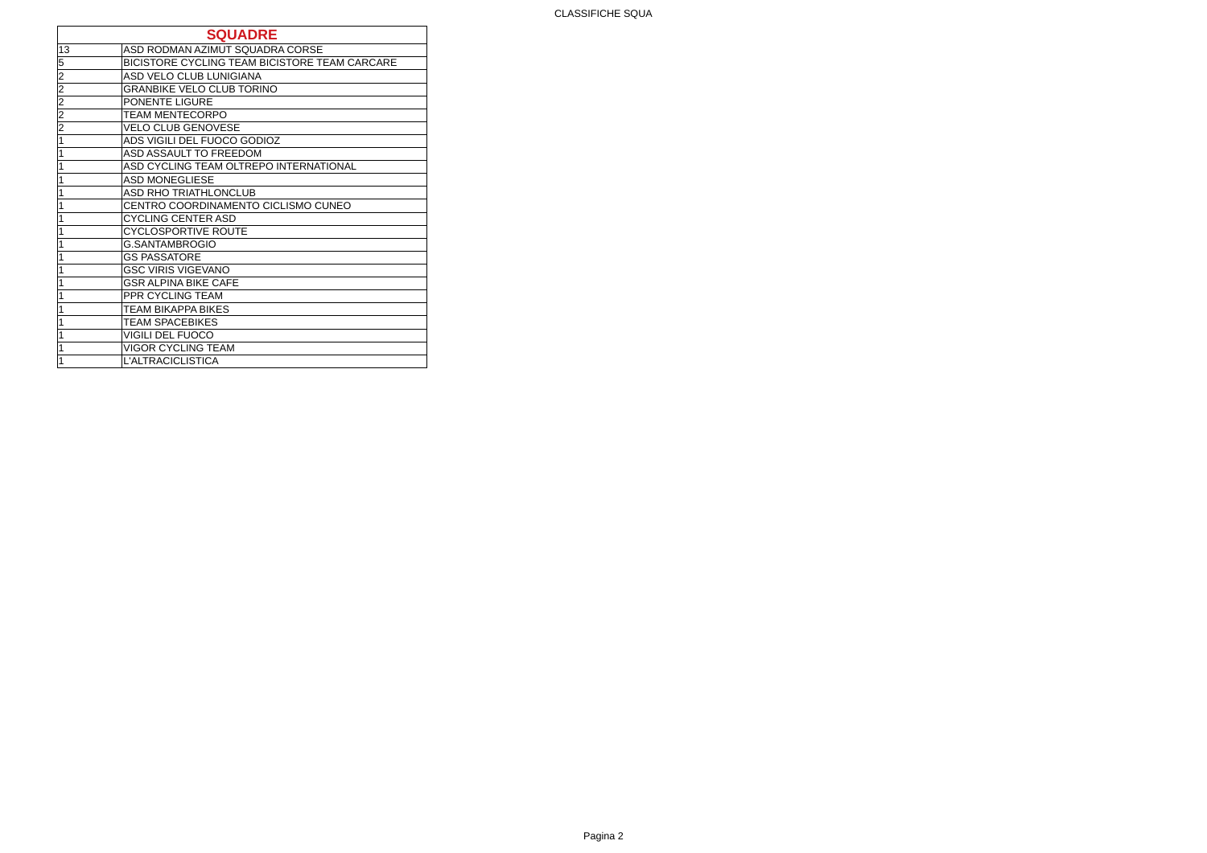| SQUADRE | |
|---|---|
| 13 | ASD RODMAN AZIMUT SQUADRA CORSE |
| 5 | BICISTORE CYCLING TEAM BICISTORE TEAM CARCARE |
| 2 | ASD VELO CLUB LUNIGIANA |
| 2 | GRANBIKE VELO CLUB TORINO |
| 2 | PONENTE LIGURE |
| 2 | TEAM MENTECORPO |
| 2 | VELO CLUB GENOVESE |
| 1 | ADS VIGILI DEL FUOCO GODIOZ |
| 1 | ASD ASSAULT TO FREEDOM |
| 1 | ASD CYCLING TEAM OLTREPO INTERNATIONAL |
| 1 | ASD MONEGLIESE |
| 1 | ASD RHO TRIATHLONCLUB |
| 1 | CENTRO COORDINAMENTO CICLISMO CUNEO |
| 1 | CYCLING CENTER ASD |
| 1 | CYCLOSPORTIVE ROUTE |
| 1 | G.SANTAMBROGIO |
| 1 | GS PASSATORE |
| 1 | GSC VIRIS VIGEVANO |
| 1 | GSR ALPINA BIKE CAFE |
| 1 | PPR CYCLING TEAM |
| 1 | TEAM BIKAPPA BIKES |
| 1 | TEAM SPACEBIKES |
| 1 | VIGILI DEL FUOCO |
| 1 | VIGOR CYCLING TEAM |
| 1 | L'ALTRACICLISTICA |